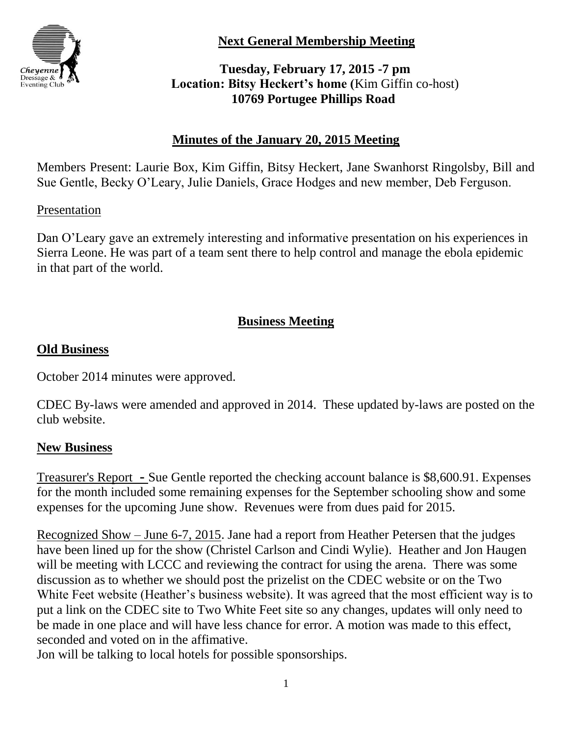**Next General Membership Meeting**

**Tuesday, February 17, 2015 -7 pm**
**Location: Bitsy Heckert's home (**Kim Giffin co-host)
**10769 Portugee Phillips Road**

## Minutes of the January 20, 2015 Meeting

Members Present: Laurie Box, Kim Giffin, Bitsy Heckert, Jane Swanhorst Ringolsby, Bill and Sue Gentle, Becky O'Leary, Julie Daniels, Grace Hodges and new member, Deb Ferguson.

Presentation

Dan O'Leary gave an extremely interesting and informative presentation on his experiences in Sierra Leone. He was part of a team sent there to help control and manage the ebola epidemic in that part of the world.

## Business Meeting

### Old Business

October 2014 minutes were approved.

CDEC By-laws were amended and approved in 2014. These updated by-laws are posted on the club website.

### New Business

Treasurer's Report - Sue Gentle reported the checking account balance is $8,600.91. Expenses for the month included some remaining expenses for the September schooling show and some expenses for the upcoming June show. Revenues were from dues paid for 2015.

Recognized Show – June 6-7, 2015. Jane had a report from Heather Petersen that the judges have been lined up for the show (Christel Carlson and Cindi Wylie). Heather and Jon Haugen will be meeting with LCCC and reviewing the contract for using the arena. There was some discussion as to whether we should post the prizelist on the CDEC website or on the Two White Feet website (Heather's business website). It was agreed that the most efficient way is to put a link on the CDEC site to Two White Feet site so any changes, updates will only need to be made in one place and will have less chance for error. A motion was made to this effect, seconded and voted on in the affimative.
Jon will be talking to local hotels for possible sponsorships.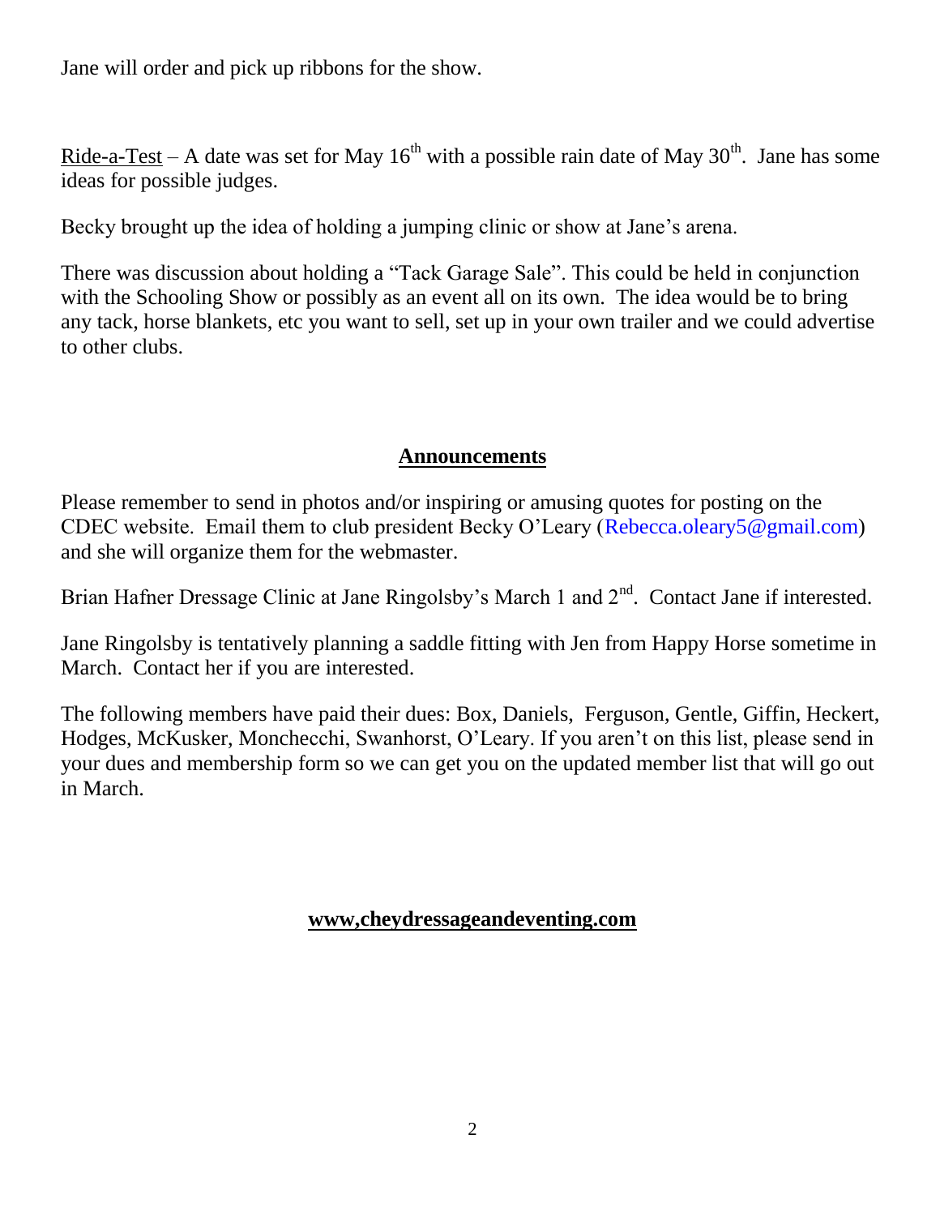Jane will order and pick up ribbons for the show.

Ride-a-Test – A date was set for May 16th with a possible rain date of May 30th. Jane has some ideas for possible judges.

Becky brought up the idea of holding a jumping clinic or show at Jane's arena.

There was discussion about holding a "Tack Garage Sale". This could be held in conjunction with the Schooling Show or possibly as an event all on its own. The idea would be to bring any tack, horse blankets, etc you want to sell, set up in your own trailer and we could advertise to other clubs.

## Announcements

Please remember to send in photos and/or inspiring or amusing quotes for posting on the CDEC website. Email them to club president Becky O'Leary (Rebecca.oleary5@gmail.com) and she will organize them for the webmaster.

Brian Hafner Dressage Clinic at Jane Ringolsby's March 1 and 2nd. Contact Jane if interested.

Jane Ringolsby is tentatively planning a saddle fitting with Jen from Happy Horse sometime in March. Contact her if you are interested.

The following members have paid their dues: Box, Daniels, Ferguson, Gentle, Giffin, Heckert, Hodges, McKusker, Monchecchi, Swanhorst, O'Leary. If you aren't on this list, please send in your dues and membership form so we can get you on the updated member list that will go out in March.

**www,cheydressageandeventing.com**